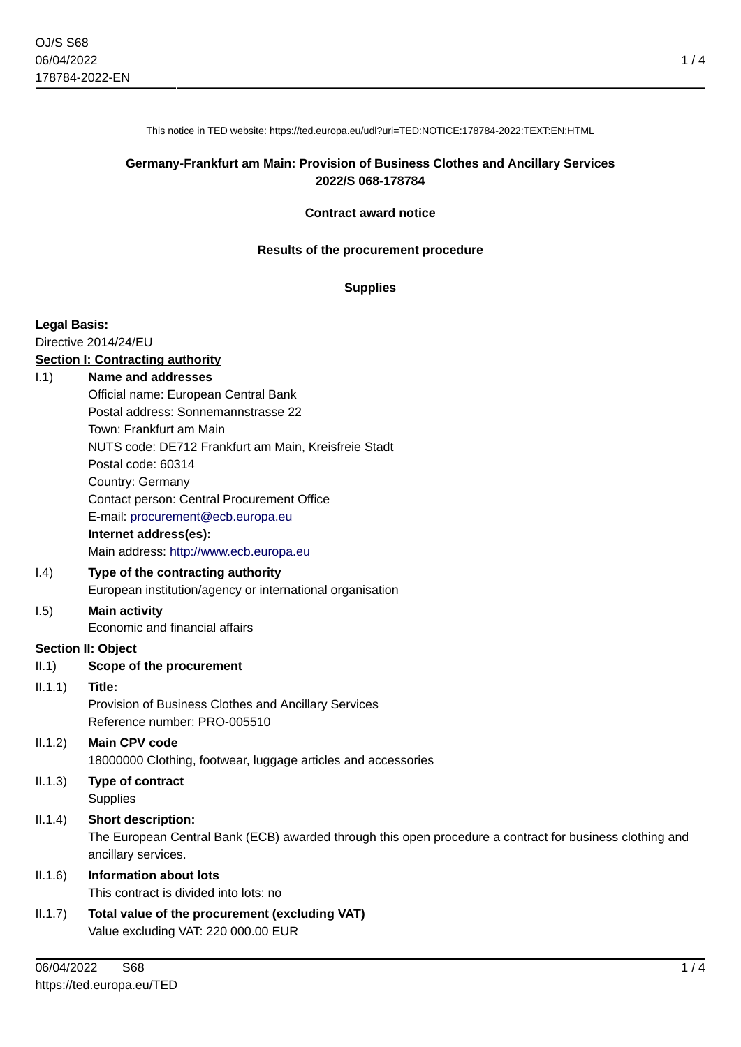This notice in TED website: https://ted.europa.eu/udl?uri=TED:NOTICE:178784-2022:TEXT:EN:HTML

**Germany-Frankfurt am Main: Provision of Business Clothes and Ancillary Services**
**2022/S 068-178784**

**Contract award notice**

**Results of the procurement procedure**

**Supplies**

**Legal Basis:**
Directive 2014/24/EU

**Section I: Contracting authority**

I.1) **Name and addresses**
Official name: European Central Bank
Postal address: Sonnemannstrasse 22
Town: Frankfurt am Main
NUTS code: DE712 Frankfurt am Main, Kreisfreie Stadt
Postal code: 60314
Country: Germany
Contact person: Central Procurement Office
E-mail: procurement@ecb.europa.eu
**Internet address(es):**
Main address: http://www.ecb.europa.eu

I.4) **Type of the contracting authority**
European institution/agency or international organisation

I.5) **Main activity**
Economic and financial affairs

**Section II: Object**

II.1) **Scope of the procurement**

II.1.1) **Title:**
Provision of Business Clothes and Ancillary Services
Reference number: PRO-005510

II.1.2) **Main CPV code**
18000000 Clothing, footwear, luggage articles and accessories

II.1.3) **Type of contract**
Supplies

II.1.4) **Short description:**
The European Central Bank (ECB) awarded through this open procedure a contract for business clothing and ancillary services.

II.1.6) **Information about lots**
This contract is divided into lots: no

II.1.7) **Total value of the procurement (excluding VAT)**
Value excluding VAT: 220 000.00 EUR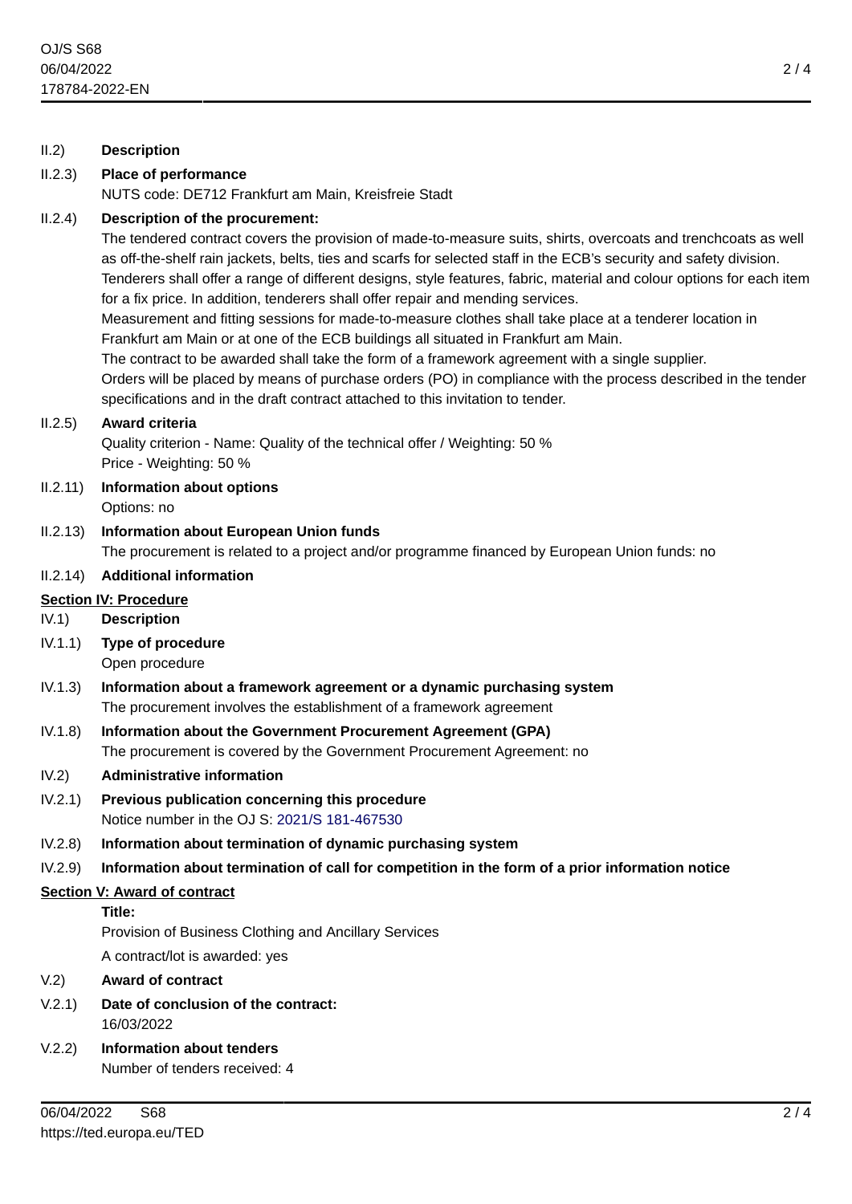II.2) **Description**

II.2.3) **Place of performance**

NUTS code: DE712 Frankfurt am Main, Kreisfreie Stadt

II.2.4) **Description of the procurement:**

The tendered contract covers the provision of made-to-measure suits, shirts, overcoats and trenchcoats as well as off-the-shelf rain jackets, belts, ties and scarfs for selected staff in the ECB's security and safety division. Tenderers shall offer a range of different designs, style features, fabric, material and colour options for each item for a fix price. In addition, tenderers shall offer repair and mending services.

Measurement and fitting sessions for made-to-measure clothes shall take place at a tenderer location in Frankfurt am Main or at one of the ECB buildings all situated in Frankfurt am Main.

The contract to be awarded shall take the form of a framework agreement with a single supplier.

Orders will be placed by means of purchase orders (PO) in compliance with the process described in the tender specifications and in the draft contract attached to this invitation to tender.

II.2.5) **Award criteria**

Quality criterion - Name: Quality of the technical offer / Weighting: 50 %

Price - Weighting: 50 %

II.2.11) **Information about options**

Options: no

II.2.13) **Information about European Union funds**

The procurement is related to a project and/or programme financed by European Union funds: no

II.2.14) **Additional information**

## Section IV: Procedure

IV.1) **Description**

IV.1.1) **Type of procedure**

Open procedure

IV.1.3) **Information about a framework agreement or a dynamic purchasing system**

The procurement involves the establishment of a framework agreement

IV.1.8) **Information about the Government Procurement Agreement (GPA)**

The procurement is covered by the Government Procurement Agreement: no

IV.2) **Administrative information**

IV.2.1) **Previous publication concerning this procedure**

Notice number in the OJ S: 2021/S 181-467530

IV.2.8) **Information about termination of dynamic purchasing system**

IV.2.9) **Information about termination of call for competition in the form of a prior information notice**

## Section V: Award of contract

**Title:**

Provision of Business Clothing and Ancillary Services

A contract/lot is awarded: yes

V.2) **Award of contract**

V.2.1) **Date of conclusion of the contract:**

16/03/2022

V.2.2) **Information about tenders**

Number of tenders received: 4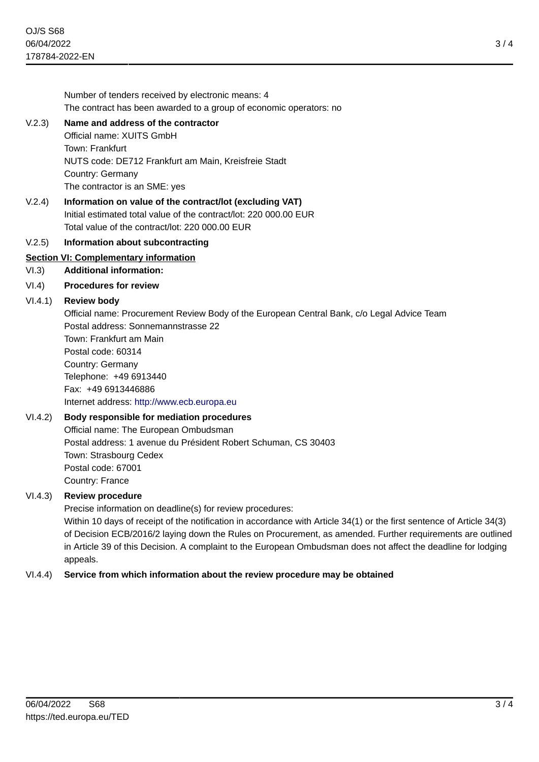Number of tenders received by electronic means: 4
The contract has been awarded to a group of economic operators: no

**V.2.3) Name and address of the contractor**

Official name: XUITS GmbH
Town: Frankfurt
NUTS code: DE712 Frankfurt am Main, Kreisfreie Stadt
Country: Germany
The contractor is an SME: yes

**V.2.4) Information on value of the contract/lot (excluding VAT)**

Initial estimated total value of the contract/lot: 220 000.00 EUR
Total value of the contract/lot: 220 000.00 EUR

**V.2.5) Information about subcontracting**

## Section VI: Complementary information

**VI.3) Additional information:**

**VI.4) Procedures for review**

**VI.4.1) Review body**

Official name: Procurement Review Body of the European Central Bank, c/o Legal Advice Team
Postal address: Sonnemannstrasse 22
Town: Frankfurt am Main
Postal code: 60314
Country: Germany
Telephone: +49 6913440
Fax: +49 6913446886
Internet address: http://www.ecb.europa.eu

**VI.4.2) Body responsible for mediation procedures**

Official name: The European Ombudsman
Postal address: 1 avenue du Président Robert Schuman, CS 30403
Town: Strasbourg Cedex
Postal code: 67001
Country: France

**VI.4.3) Review procedure**

Precise information on deadline(s) for review procedures:
Within 10 days of receipt of the notification in accordance with Article 34(1) or the first sentence of Article 34(3) of Decision ECB/2016/2 laying down the Rules on Procurement, as amended. Further requirements are outlined in Article 39 of this Decision. A complaint to the European Ombudsman does not affect the deadline for lodging appeals.

**VI.4.4) Service from which information about the review procedure may be obtained**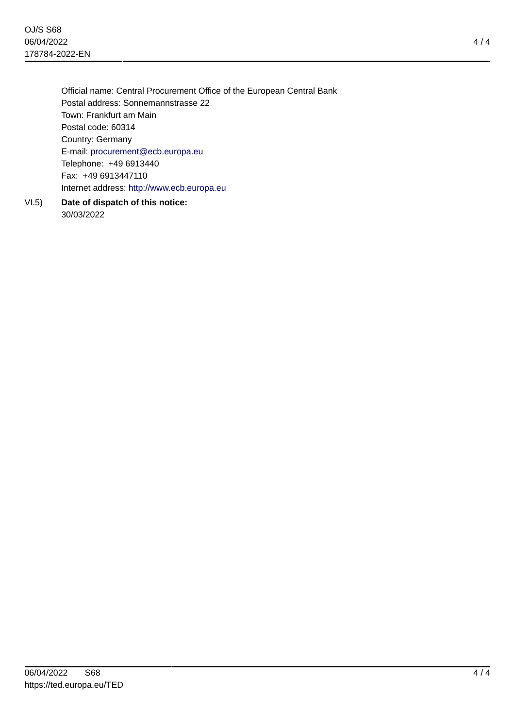Official name: Central Procurement Office of the European Central Bank
Postal address: Sonnemannstrasse 22
Town: Frankfurt am Main
Postal code: 60314
Country: Germany
E-mail: procurement@ecb.europa.eu
Telephone: +49 6913440
Fax: +49 6913447110
Internet address: http://www.ecb.europa.eu

VI.5) **Date of dispatch of this notice:**
30/03/2022